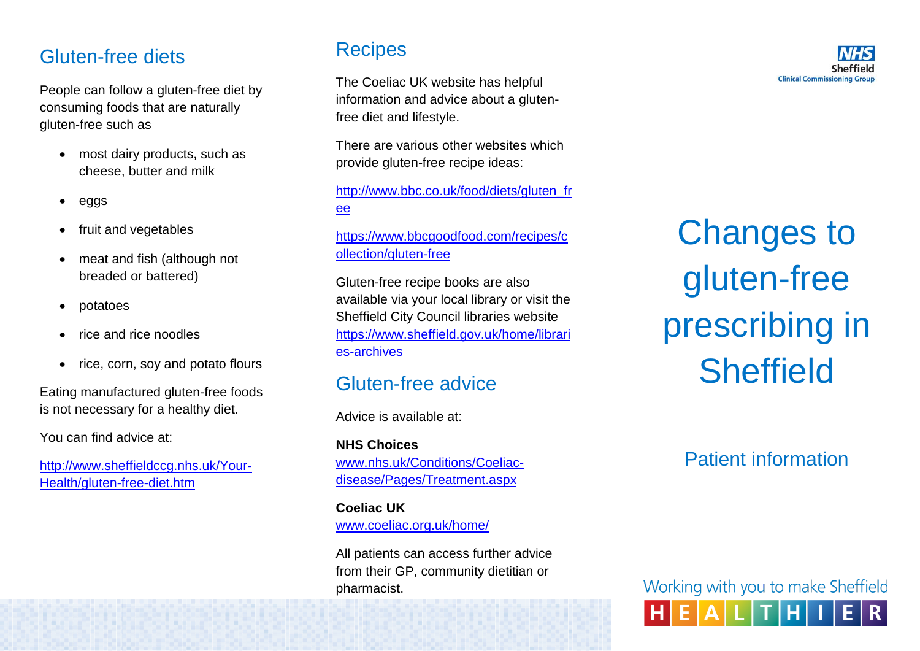## Gluten-free diets

People can follow a gluten-free diet by consuming foods that are naturally gluten-free such as

- most dairy products, such as cheese, butter and milk
- eggs
- fruit and vegetables
- meat and fish (although not breaded or battered)
- potatoes
- rice and rice noodles
- rice, corn, soy and potato flours

Eating manufactured gluten-free foods is not necessary for a healthy diet.

You can find advice at:

http://www.sheffieldccg.nhs.uk/Your-Health/gluten-free-diet.htm

## Recipes

The Coeliac UK website has helpful information and advice about a gluten-free diet and lifestyle.

There are various other websites which provide gluten-free recipe ideas:

http://www.bbc.co.uk/food/diets/gluten_free

https://www.bbcgoodfood.com/recipes/collection/gluten-free

Gluten-free recipe books are also available via your local library or visit the Sheffield City Council libraries website https://www.sheffield.gov.uk/home/libraries-archives

## Gluten-free advice

Advice is available at:

**NHS Choices**
www.nhs.uk/Conditions/Coeliac-disease/Pages/Treatment.aspx

**Coeliac UK**
www.coeliac.org.uk/home/

All patients can access further advice from their GP, community dietitian or pharmacist.

NHS Sheffield Clinical Commissioning Group

# Changes to gluten-free prescribing in Sheffield

## Patient information

Working with you to make Sheffield HEALTHIER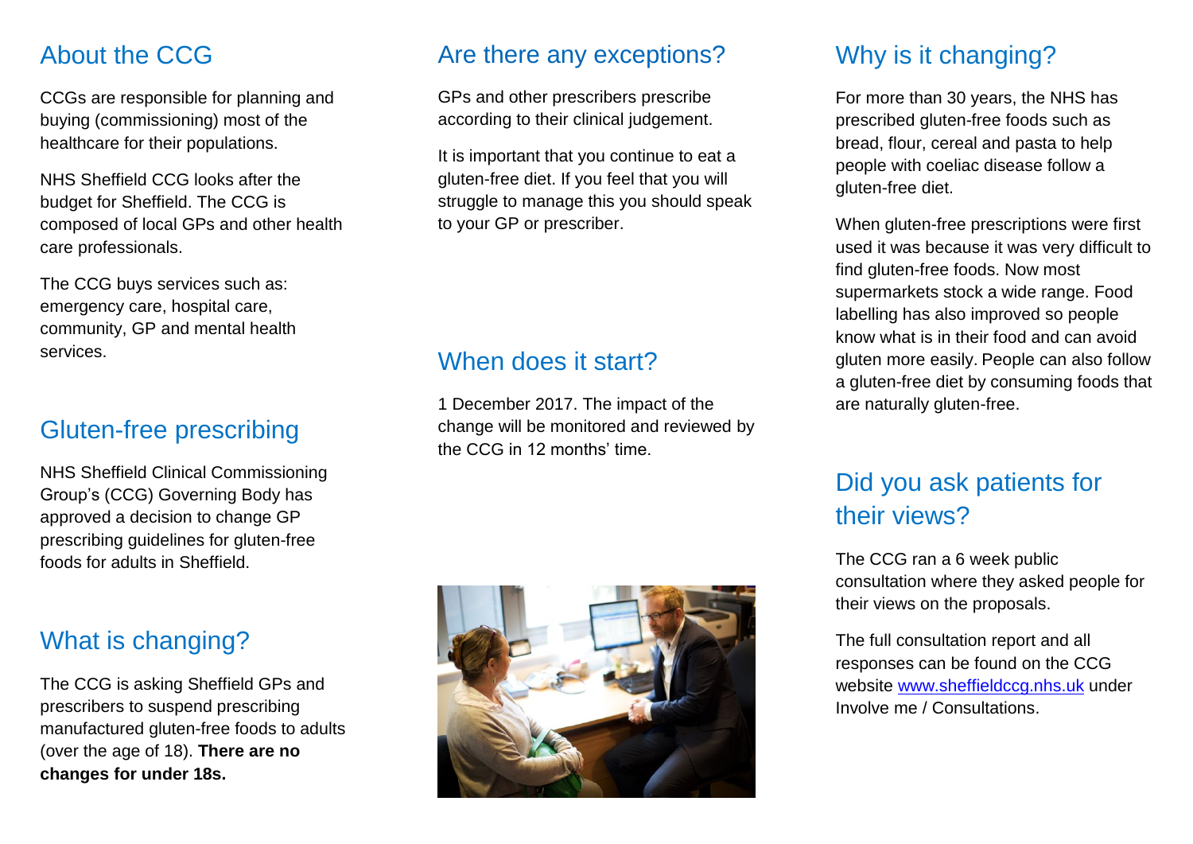## About the CCG

CCGs are responsible for planning and buying (commissioning) most of the healthcare for their populations.

NHS Sheffield CCG looks after the budget for Sheffield. The CCG is composed of local GPs and other health care professionals.

The CCG buys services such as: emergency care, hospital care, community, GP and mental health services.

## Gluten-free prescribing

NHS Sheffield Clinical Commissioning Group's (CCG) Governing Body has approved a decision to change GP prescribing guidelines for gluten-free foods for adults in Sheffield.

## What is changing?

The CCG is asking Sheffield GPs and prescribers to suspend prescribing manufactured gluten-free foods to adults (over the age of 18). **There are no changes for under 18s.**

## Are there any exceptions?

GPs and other prescribers prescribe according to their clinical judgement.

It is important that you continue to eat a gluten-free diet. If you feel that you will struggle to manage this you should speak to your GP or prescriber.

## When does it start?

1 December 2017. The impact of the change will be monitored and reviewed by the CCG in 12 months' time.

## Why is it changing?

For more than 30 years, the NHS has prescribed gluten-free foods such as bread, flour, cereal and pasta to help people with coeliac disease follow a gluten-free diet.

When gluten-free prescriptions were first used it was because it was very difficult to find gluten-free foods. Now most supermarkets stock a wide range. Food labelling has also improved so people know what is in their food and can avoid gluten more easily. People can also follow a gluten-free diet by consuming foods that are naturally gluten-free.

## Did you ask patients for their views?

The CCG ran a 6 week public consultation where they asked people for their views on the proposals.

The full consultation report and all responses can be found on the CCG website www.sheffieldccg.nhs.uk under Involve me / Consultations.